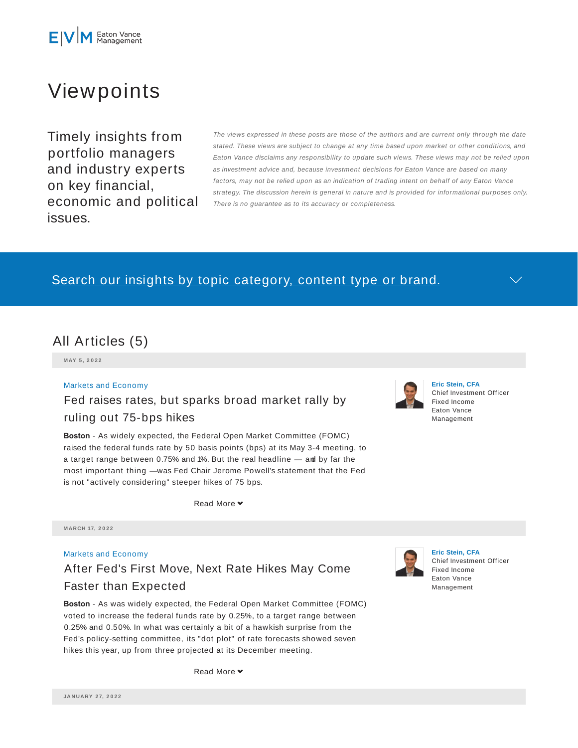E|V|M Eaton Vance Management

# Viewpoints

Timely insights from portfolio managers and industry experts on key financial, economic and political issues.

*The views expressed in these posts are those of the authors and are current only through the date stated. These views are subject to change at any time based upon market or other conditions, and Eaton Vance disclaims any responsibility to update such views. These views may not be relied upon as investment advice and, because investment decisions for Eaton Vance are based on many factors, may not be relied upon as an indication of trading intent on behalf of any Eaton Vance strategy. The discussion herein is general in nature and is provided for informational purposes only. There is no guarantee as to its accuracy or completeness.*

Search our insights by topic category, content type or brand.

## All Articles (5)

**MAY 5, 2022**

Markets and Economy

### Fed raises rates, but sparks broad market rally by ruling out 75-bps hikes

**Eric Stein, CFA**
Chief Investment Officer
Fixed Income
Eaton Vance
Management

**Boston** - As widely expected, the Federal Open Market Committee (FOMC) raised the federal funds rate by 50 basis points (bps) at its May 3-4 meeting, to a target range between 0.75% and 1%. But the real headline — and by far the most important thing —was Fed Chair Jerome Powell's statement that the Fed is not "actively considering" steeper hikes of 75 bps.

Read More

**MARCH 17, 2022**

Markets and Economy

### After Fed's First Move, Next Rate Hikes May Come Faster than Expected

**Eric Stein, CFA**
Chief Investment Officer
Fixed Income
Eaton Vance
Management

**Boston** - As was widely expected, the Federal Open Market Committee (FOMC) voted to increase the federal funds rate by 0.25%, to a target range between 0.25% and 0.50%. In what was certainly a bit of a hawkish surprise from the Fed's policy-setting committee, its "dot plot" of rate forecasts showed seven hikes this year, up from three projected at its December meeting.

Read More

**JANUARY 27, 2022**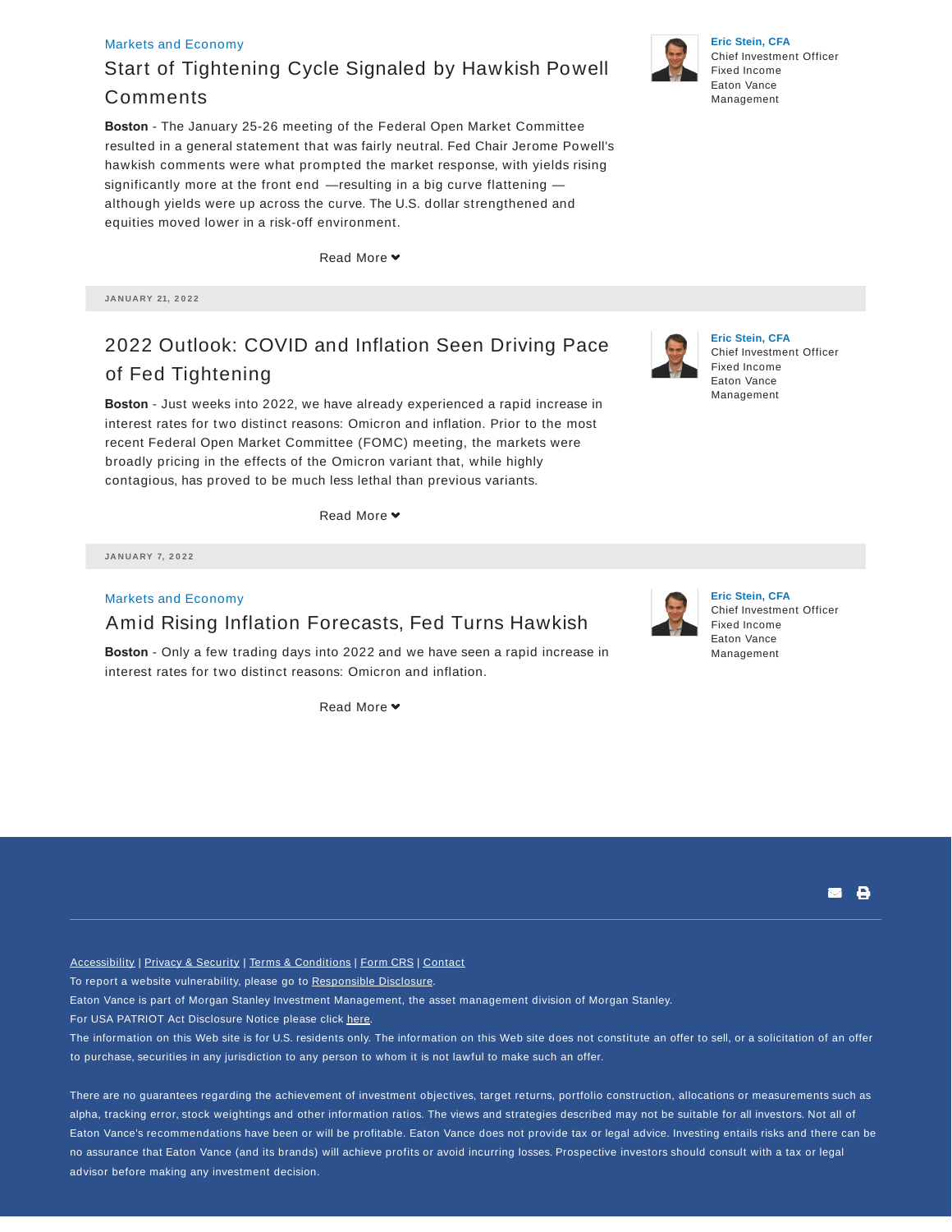Markets and Economy

## Start of Tightening Cycle Signaled by Hawkish Powell Comments

**Eric Stein, CFA**
Chief Investment Officer
Fixed Income
Eaton Vance
Management

**Boston** - The January 25-26 meeting of the Federal Open Market Committee resulted in a general statement that was fairly neutral. Fed Chair Jerome Powell's hawkish comments were what prompted the market response, with yields rising significantly more at the front end —resulting in a big curve flattening — although yields were up across the curve. The U.S. dollar strengthened and equities moved lower in a risk-off environment.

Read More

JANUARY 21, 2022

## 2022 Outlook: COVID and Inflation Seen Driving Pace of Fed Tightening

**Eric Stein, CFA**
Chief Investment Officer
Fixed Income
Eaton Vance
Management

**Boston** - Just weeks into 2022, we have already experienced a rapid increase in interest rates for two distinct reasons: Omicron and inflation. Prior to the most recent Federal Open Market Committee (FOMC) meeting, the markets were broadly pricing in the effects of the Omicron variant that, while highly contagious, has proved to be much less lethal than previous variants.

Read More

JANUARY 7, 2022

Markets and Economy

## Amid Rising Inflation Forecasts, Fed Turns Hawkish

**Eric Stein, CFA**
Chief Investment Officer
Fixed Income
Eaton Vance
Management

**Boston** - Only a few trading days into 2022 and we have seen a rapid increase in interest rates for two distinct reasons: Omicron and inflation.

Read More

Accessibility | Privacy & Security | Terms & Conditions | Form CRS | Contact

To report a website vulnerability, please go to Responsible Disclosure.

Eaton Vance is part of Morgan Stanley Investment Management, the asset management division of Morgan Stanley.

For USA PATRIOT Act Disclosure Notice please click here.

The information on this Web site is for U.S. residents only. The information on this Web site does not constitute an offer to sell, or a solicitation of an offer to purchase, securities in any jurisdiction to any person to whom it is not lawful to make such an offer.

There are no guarantees regarding the achievement of investment objectives, target returns, portfolio construction, allocations or measurements such as alpha, tracking error, stock weightings and other information ratios. The views and strategies described may not be suitable for all investors. Not all of Eaton Vance's recommendations have been or will be profitable. Eaton Vance does not provide tax or legal advice. Investing entails risks and there can be no assurance that Eaton Vance (and its brands) will achieve profits or avoid incurring losses. Prospective investors should consult with a tax or legal advisor before making any investment decision.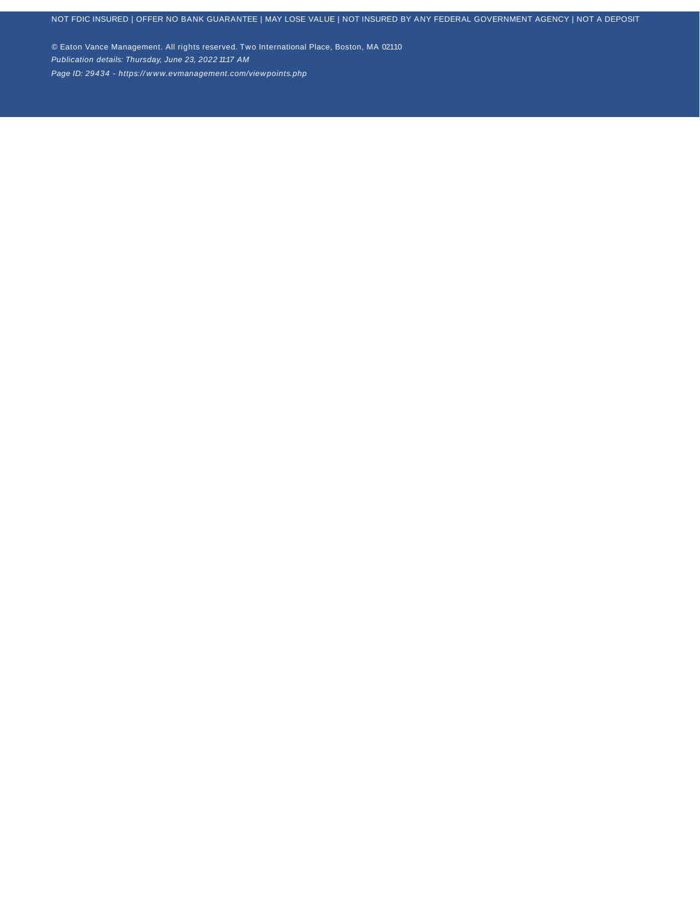NOT FDIC INSURED | OFFER NO BANK GUARANTEE | MAY LOSE VALUE | NOT INSURED BY ANY FEDERAL GOVERNMENT AGENCY | NOT A DEPOSIT

© Eaton Vance Management. All rights reserved. Two International Place, Boston, MA 02110

*Publication details: Thursday, June 23, 2022 11:17 AM*

*Page ID: 29434 - https://www.evmanagement.com/viewpoints.php*